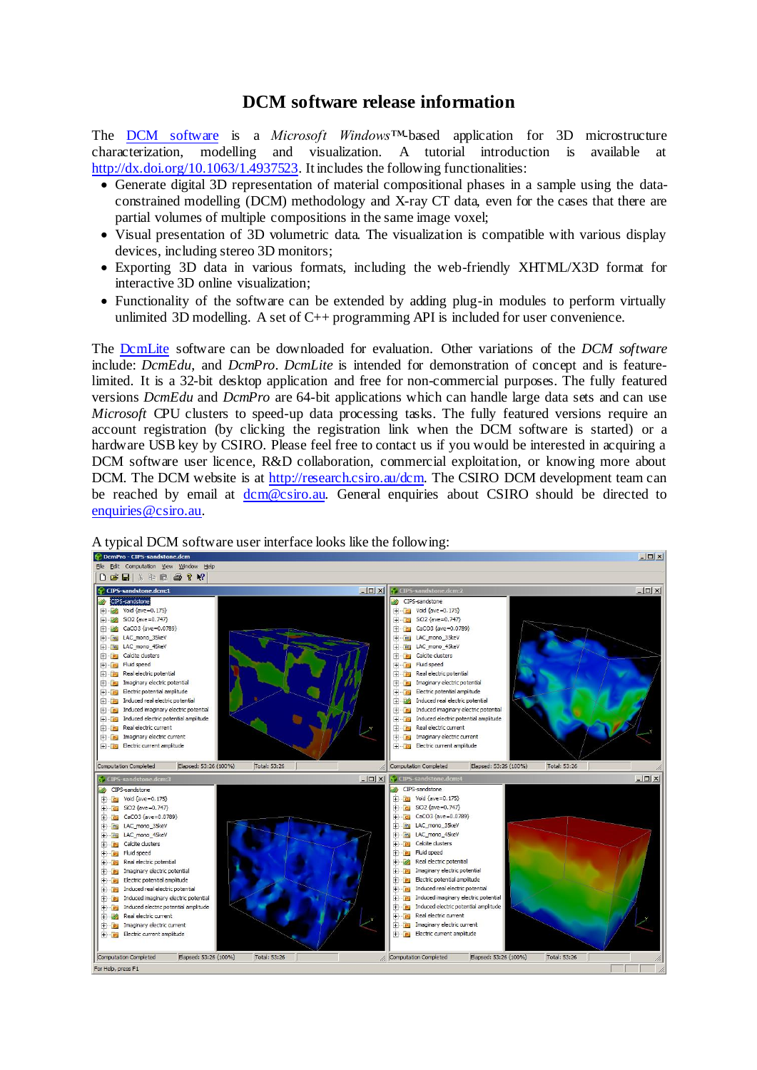# DCM software release information

The [DCM software](#) is a *Microsoft Windows*™-based application for 3D microstructure characterization, modelling and visualization. A tutorial introduction is available at [http://dx.doi.org/10.1063/1.4937523](http://dx.doi.org/10.1063/1.4937523). It includes the following functionalities:

- Generate digital 3D representation of material compositional phases in a sample using the data-constrained modelling (DCM) methodology and X-ray CT data, even for the cases that there are partial volumes of multiple compositions in the same image voxel;
- Visual presentation of 3D volumetric data. The visualization is compatible with various display devices, including stereo 3D monitors;
- Exporting 3D data in various formats, including the web-friendly XHTML/X3D format for interactive 3D online visualization;
- Functionality of the software can be extended by adding plug-in modules to perform virtually unlimited 3D modelling. A set of C++ programming API is included for user convenience.

The [DcmLite](#) software can be downloaded for evaluation. Other variations of the *DCM software* include: *DcmEdu*, and *DcmPro*. *DcmLite* is intended for demonstration of concept and is feature-limited. It is a 32-bit desktop application and free for non-commercial purposes. The fully featured versions *DcmEdu* and *DcmPro* are 64-bit applications which can handle large data sets and can use *Microsoft* CPU clusters to speed-up data processing tasks. The fully featured versions require an account registration (by clicking the registration link when the DCM software is started) or a hardware USB key by CSIRO. Please feel free to contact us if you would be interested in acquiring a DCM software user licence, R&D collaboration, commercial exploitation, or knowing more about DCM. The DCM website is at [http://research.csiro.au/dcm](http://research.csiro.au/dcm). The CSIRO DCM development team can be reached by email at [dcm@csiro.au](mailto:dcm@csiro.au). General enquiries about CSIRO should be directed to [enquiries@csiro.au](mailto:enquiries@csiro.au).

A typical DCM software user interface looks like the following: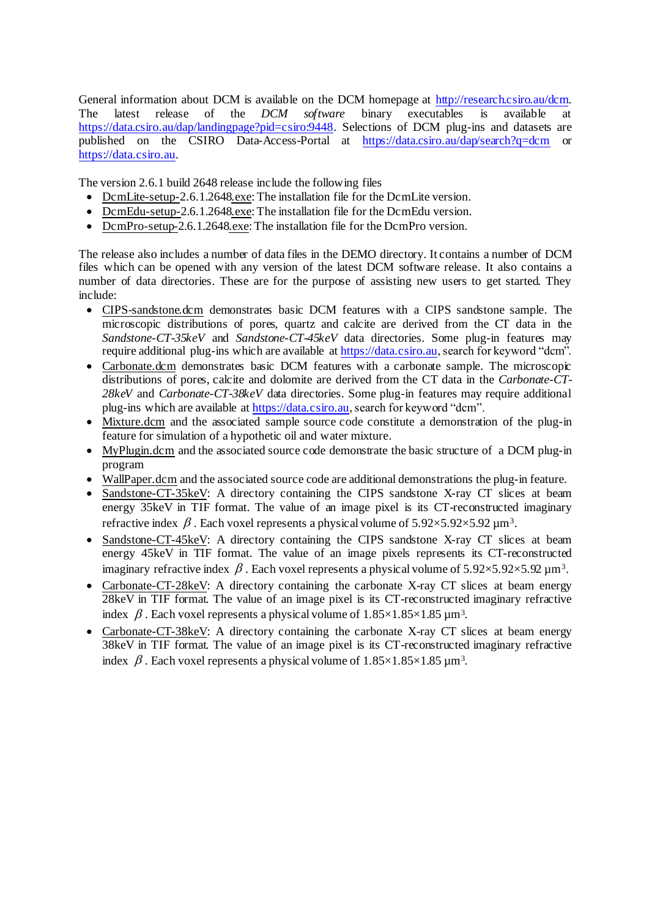General information about DCM is available on the DCM homepage at http://research.csiro.au/dcm. The latest release of the *DCM software* binary executables is available at https://data.csiro.au/dap/landingpage?pid=csiro:9448. Selections of DCM plug-ins and datasets are published on the CSIRO Data-Access-Portal at https://data.csiro.au/dap/search?q=dcm or https://data.csiro.au.

The version 2.6.1 build 2648 release include the following files

- DcmLite-setup-2.6.1.2648.exe: The installation file for the DcmLite version.
- DcmEdu-setup-2.6.1.2648.exe: The installation file for the DcmEdu version.
- DcmPro-setup-2.6.1.2648.exe: The installation file for the DcmPro version.

The release also includes a number of data files in the DEMO directory. It contains a number of DCM files which can be opened with any version of the latest DCM software release. It also contains a number of data directories. These are for the purpose of assisting new users to get started. They include:

- CIPS-sandstone.dcm demonstrates basic DCM features with a CIPS sandstone sample. The microscopic distributions of pores, quartz and calcite are derived from the CT data in the *Sandstone-CT-35keV* and *Sandstone-CT-45keV* data directories. Some plug-in features may require additional plug-ins which are available at https://data.csiro.au, search for keyword "dcm".
- Carbonate.dcm demonstrates basic DCM features with a carbonate sample. The microscopic distributions of pores, calcite and dolomite are derived from the CT data in the *Carbonate-CT-28keV* and *Carbonate-CT-38keV* data directories. Some plug-in features may require additional plug-ins which are available at https://data.csiro.au, search for keyword "dcm".
- Mixture.dcm and the associated sample source code constitute a demonstration of the plug-in feature for simulation of a hypothetic oil and water mixture.
- MyPlugin.dcm and the associated source code demonstrate the basic structure of a DCM plug-in program
- WallPaper.dcm and the associated source code are additional demonstrations the plug-in feature.
- Sandstone-CT-35keV: A directory containing the CIPS sandstone X-ray CT slices at beam energy 35keV in TIF format. The value of an image pixel is its CT-reconstructed imaginary refractive index $\beta$. Each voxel represents a physical volume of 5.92×5.92×5.92 $\mu m^3$.
- Sandstone-CT-45keV: A directory containing the CIPS sandstone X-ray CT slices at beam energy 45keV in TIF format. The value of an image pixels represents its CT-reconstructed imaginary refractive index $\beta$. Each voxel represents a physical volume of 5.92×5.92×5.92 $\mu m^3$.
- Carbonate-CT-28keV: A directory containing the carbonate X-ray CT slices at beam energy 28keV in TIF format. The value of an image pixel is its CT-reconstructed imaginary refractive index $\beta$. Each voxel represents a physical volume of 1.85×1.85×1.85 $\mu m^3$.
- Carbonate-CT-38keV: A directory containing the carbonate X-ray CT slices at beam energy 38keV in TIF format. The value of an image pixel is its CT-reconstructed imaginary refractive index $\beta$. Each voxel represents a physical volume of 1.85×1.85×1.85 $\mu m^3$.